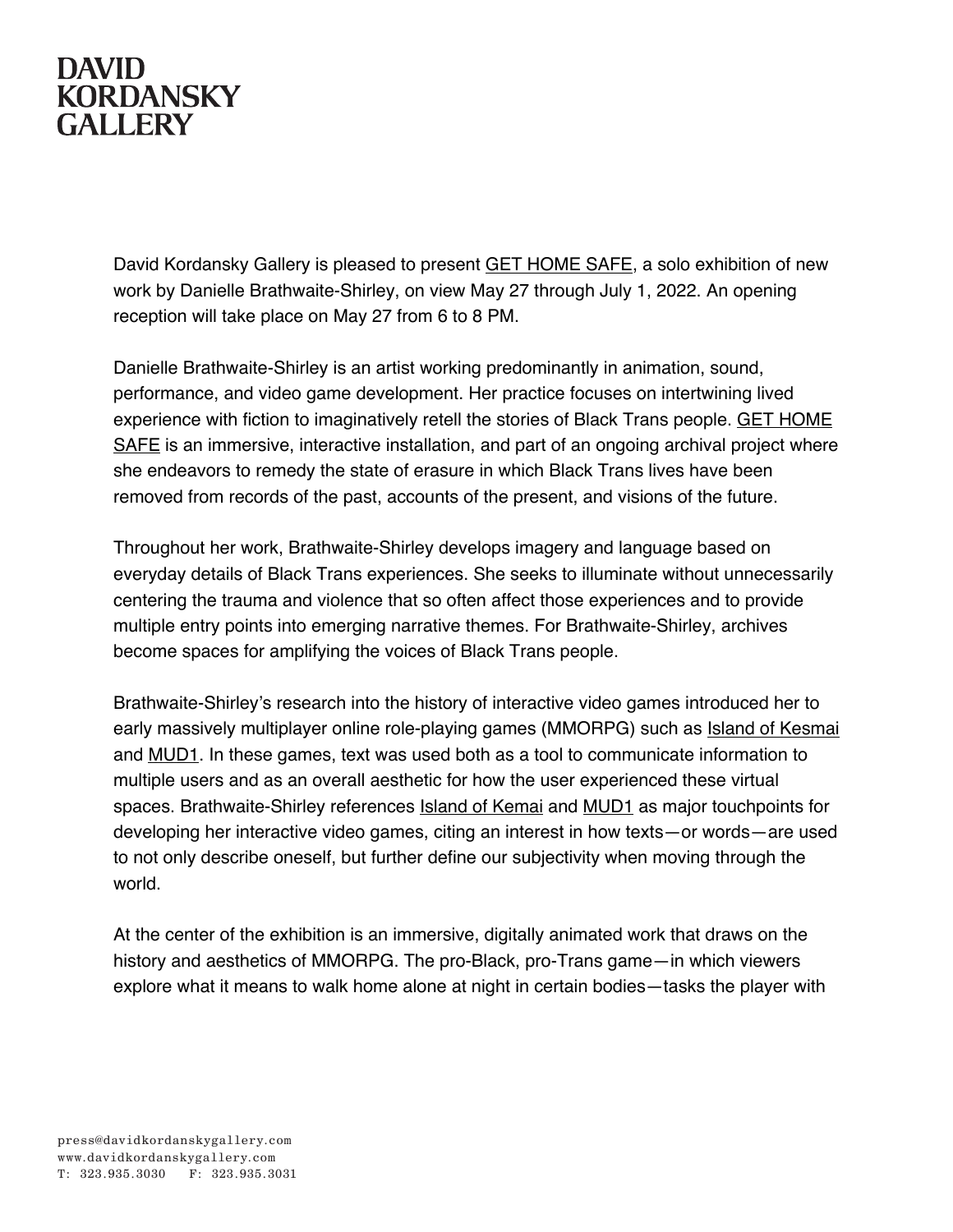# DAVID KORDANSKY GALLERY

David Kordansky Gallery is pleased to present GET HOME SAFE, a solo exhibition of new work by Danielle Brathwaite-Shirley, on view May 27 through July 1, 2022. An opening reception will take place on May 27 from 6 to 8 PM.

Danielle Brathwaite-Shirley is an artist working predominantly in animation, sound, performance, and video game development. Her practice focuses on intertwining lived experience with fiction to imaginatively retell the stories of Black Trans people. GET HOME SAFE is an immersive, interactive installation, and part of an ongoing archival project where she endeavors to remedy the state of erasure in which Black Trans lives have been removed from records of the past, accounts of the present, and visions of the future.

Throughout her work, Brathwaite-Shirley develops imagery and language based on everyday details of Black Trans experiences. She seeks to illuminate without unnecessarily centering the trauma and violence that so often affect those experiences and to provide multiple entry points into emerging narrative themes. For Brathwaite-Shirley, archives become spaces for amplifying the voices of Black Trans people.

Brathwaite-Shirley's research into the history of interactive video games introduced her to early massively multiplayer online role-playing games (MMORPG) such as Island of Kesmai and MUD1. In these games, text was used both as a tool to communicate information to multiple users and as an overall aesthetic for how the user experienced these virtual spaces. Brathwaite-Shirley references Island of Kemai and MUD1 as major touchpoints for developing her interactive video games, citing an interest in how texts—or words—are used to not only describe oneself, but further define our subjectivity when moving through the world.

At the center of the exhibition is an immersive, digitally animated work that draws on the history and aesthetics of MMORPG. The pro-Black, pro-Trans game—in which viewers explore what it means to walk home alone at night in certain bodies—tasks the player with

press@davidkordanskygallery.com
www.davidkordanskygallery.com
T: 323.935.3030 F: 323.935.3031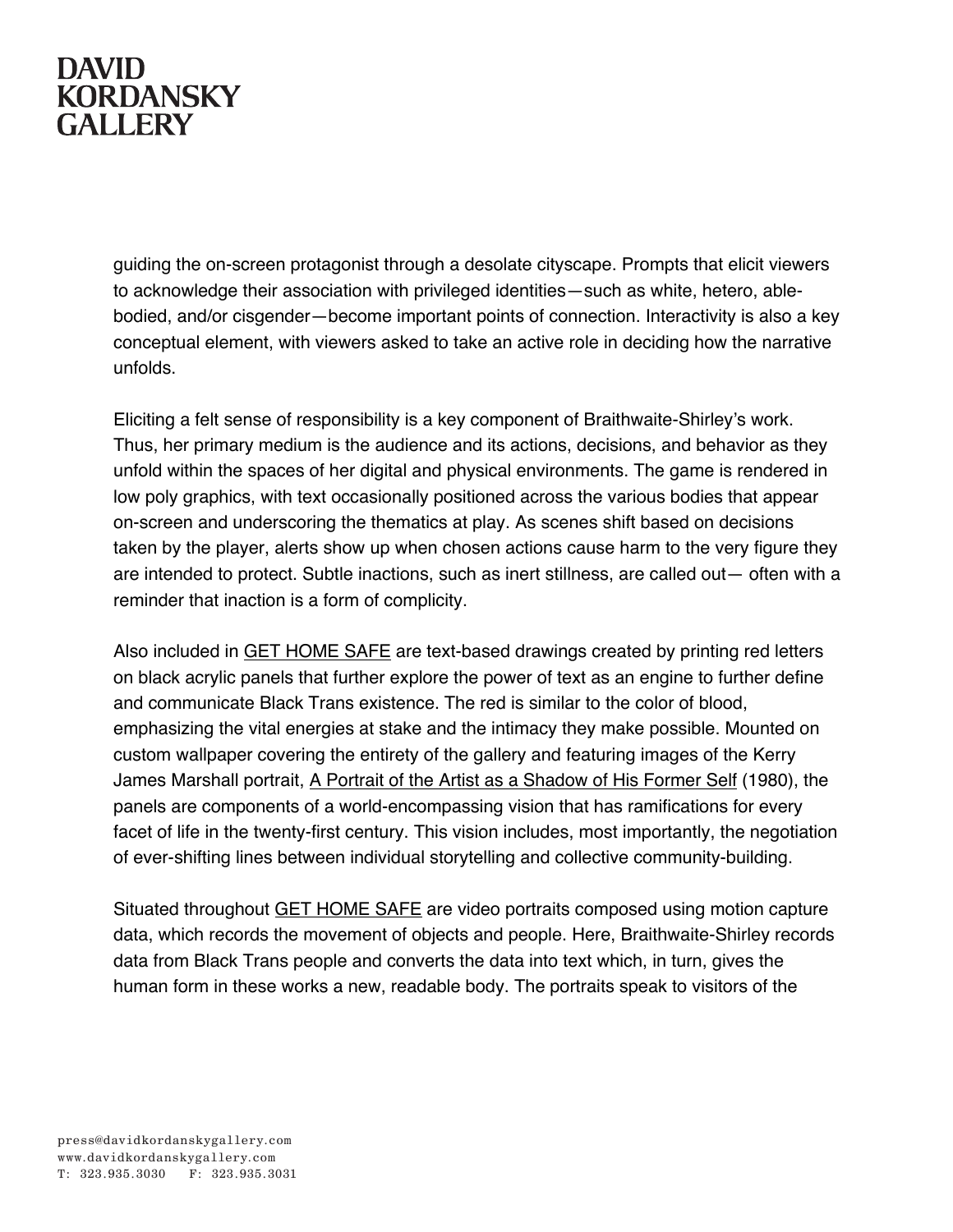guiding the on-screen protagonist through a desolate cityscape. Prompts that elicit viewers to acknowledge their association with privileged identities—such as white, hetero, able-bodied, and/or cisgender—become important points of connection. Interactivity is also a key conceptual element, with viewers asked to take an active role in deciding how the narrative unfolds.

Eliciting a felt sense of responsibility is a key component of Braithwaite-Shirley's work. Thus, her primary medium is the audience and its actions, decisions, and behavior as they unfold within the spaces of her digital and physical environments. The game is rendered in low poly graphics, with text occasionally positioned across the various bodies that appear on-screen and underscoring the thematics at play. As scenes shift based on decisions taken by the player, alerts show up when chosen actions cause harm to the very figure they are intended to protect. Subtle inactions, such as inert stillness, are called out— often with a reminder that inaction is a form of complicity.

Also included in <u>GET HOME SAFE</u> are text-based drawings created by printing red letters on black acrylic panels that further explore the power of text as an engine to further define and communicate Black Trans existence. The red is similar to the color of blood, emphasizing the vital energies at stake and the intimacy they make possible. Mounted on custom wallpaper covering the entirety of the gallery and featuring images of the Kerry James Marshall portrait, <u>A Portrait of the Artist as a Shadow of His Former Self</u> (1980), the panels are components of a world-encompassing vision that has ramifications for every facet of life in the twenty-first century. This vision includes, most importantly, the negotiation of ever-shifting lines between individual storytelling and collective community-building.

Situated throughout <u>GET HOME SAFE</u> are video portraits composed using motion capture data, which records the movement of objects and people. Here, Braithwaite-Shirley records data from Black Trans people and converts the data into text which, in turn, gives the human form in these works a new, readable body. The portraits speak to visitors of the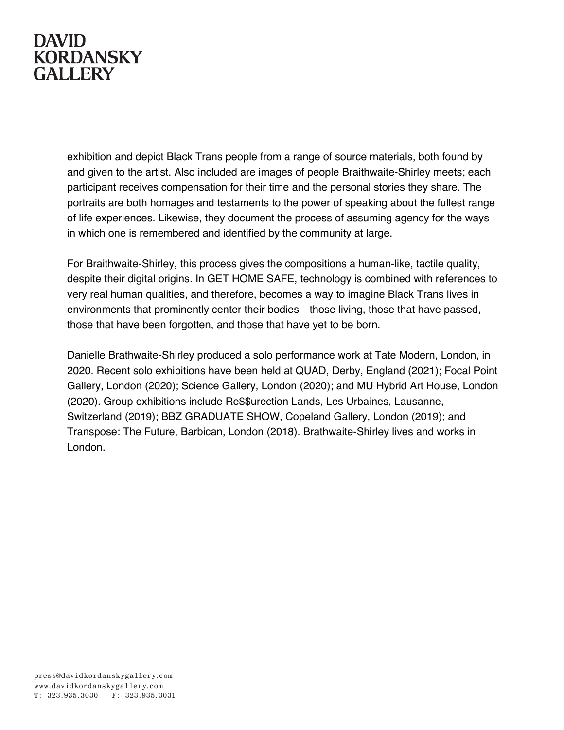exhibition and depict Black Trans people from a range of source materials, both found by and given to the artist. Also included are images of people Braithwaite-Shirley meets; each participant receives compensation for their time and the personal stories they share. The portraits are both homages and testaments to the power of speaking about the fullest range of life experiences. Likewise, they document the process of assuming agency for the ways in which one is remembered and identified by the community at large.

For Braithwaite-Shirley, this process gives the compositions a human-like, tactile quality, despite their digital origins. In GET HOME SAFE, technology is combined with references to very real human qualities, and therefore, becomes a way to imagine Black Trans lives in environments that prominently center their bodies—those living, those that have passed, those that have been forgotten, and those that have yet to be born.

Danielle Brathwaite-Shirley produced a solo performance work at Tate Modern, London, in 2020. Recent solo exhibitions have been held at QUAD, Derby, England (2021); Focal Point Gallery, London (2020); Science Gallery, London (2020); and MU Hybrid Art House, London (2020). Group exhibitions include Re$$urection Lands, Les Urbaines, Lausanne, Switzerland (2019); BBZ GRADUATE SHOW, Copeland Gallery, London (2019); and Transpose: The Future, Barbican, London (2018). Brathwaite-Shirley lives and works in London.